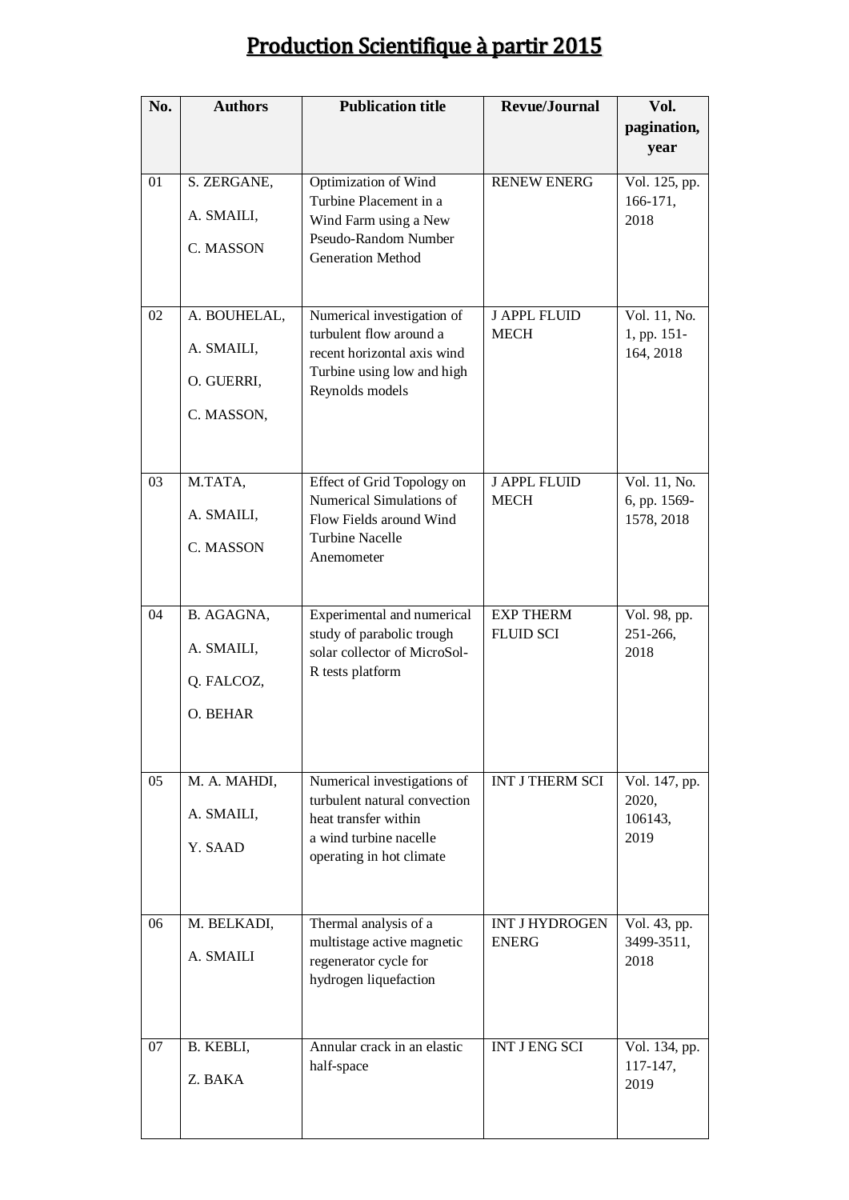# Production Scientifique à partir 2015

| No. | Authors | Publication title | Revue/Journal | Vol. pagination, year |
|---|---|---|---|---|
| 01 | S. ZERGANE, A. SMAILI, C. MASSON | Optimization of Wind Turbine Placement in a Wind Farm using a New Pseudo-Random Number Generation Method | RENEW ENERG | Vol. 125, pp. 166-171, 2018 |
| 02 | A. BOUHELAL, A. SMAILI, O. GUERRI, C. MASSON, | Numerical investigation of turbulent flow around a recent horizontal axis wind Turbine using low and high Reynolds models | J APPL FLUID MECH | Vol. 11, No. 1, pp. 151-164, 2018 |
| 03 | M.TATA, A. SMAILI, C. MASSON | Effect of Grid Topology on Numerical Simulations of Flow Fields around Wind Turbine Nacelle Anemometer | J APPL FLUID MECH | Vol. 11, No. 6, pp. 1569-1578, 2018 |
| 04 | B. AGAGNA, A. SMAILI, Q. FALCOZ, O. BEHAR | Experimental and numerical study of parabolic trough solar collector of MicroSol-R tests platform | EXP THERM FLUID SCI | Vol. 98, pp. 251-266, 2018 |
| 05 | M. A. MAHDI, A. SMAILI, Y. SAAD | Numerical investigations of turbulent natural convection heat transfer within a wind turbine nacelle operating in hot climate | INT J THERM SCI | Vol. 147, pp. 2020, 106143, 2019 |
| 06 | M. BELKADI, A. SMAILI | Thermal analysis of a multistage active magnetic regenerator cycle for hydrogen liquefaction | INT J HYDROGEN ENERG | Vol. 43, pp. 3499-3511, 2018 |
| 07 | B. KEBLI, Z. BAKA | Annular crack in an elastic half-space | INT J ENG SCI | Vol. 134, pp. 117-147, 2019 |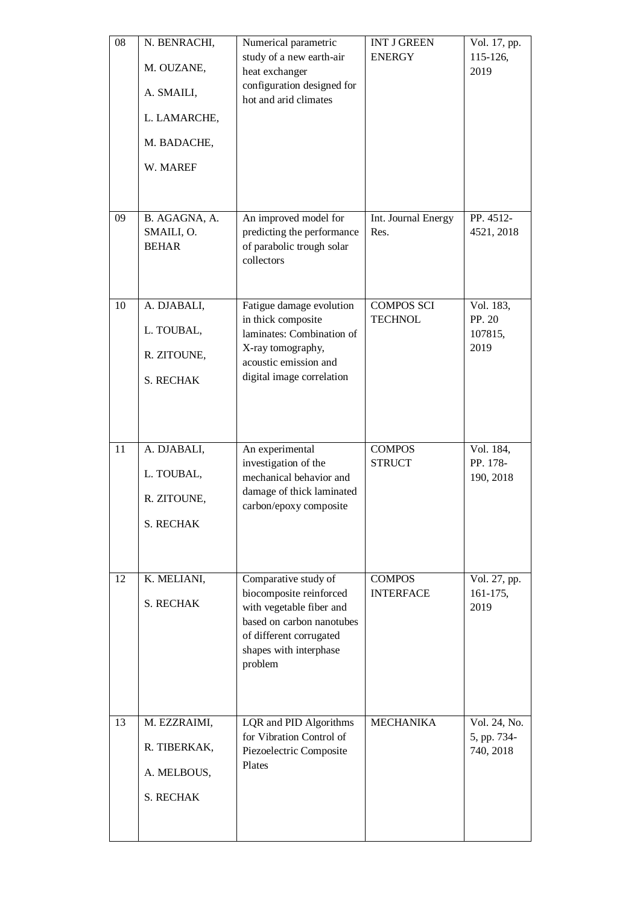| 08 | N. BENRACHI, M. OUZANE, A. SMAILI, L. LAMARCHE, M. BADACHE, W. MAREF | Numerical parametric study of a new earth-air heat exchanger configuration designed for hot and arid climates | INT J GREEN ENERGY | Vol. 17, pp. 115-126, 2019 |
|---|---|---|---|---|
| 09 | B. AGAGNA, A. SMAILI, O. BEHAR | An improved model for predicting the performance of parabolic trough solar collectors | Int. Journal Energy Res. | PP. 4512-4521, 2018 |
| 10 | A. DJABALI, L. TOUBAL, R. ZITOUNE, S. RECHAK | Fatigue damage evolution in thick composite laminates: Combination of X-ray tomography, acoustic emission and digital image correlation | COMPOS SCI TECHNOL | Vol. 183, PP. 20 107815, 2019 |
| 11 | A. DJABALI, L. TOUBAL, R. ZITOUNE, S. RECHAK | An experimental investigation of the mechanical behavior and damage of thick laminated carbon/epoxy composite | COMPOS STRUCT | Vol. 184, PP. 178-190, 2018 |
| 12 | K. MELIANI, S. RECHAK | Comparative study of biocomposite reinforced with vegetable fiber and based on carbon nanotubes of different corrugated shapes with interphase problem | COMPOS INTERFACE | Vol. 27, pp. 161-175, 2019 |
| 13 | M. EZZRAIMI, R. TIBERKAK, A. MELBOUS, S. RECHAK | LQR and PID Algorithms for Vibration Control of Piezoelectric Composite Plates | MECHANIKA | Vol. 24, No. 5, pp. 734-740, 2018 |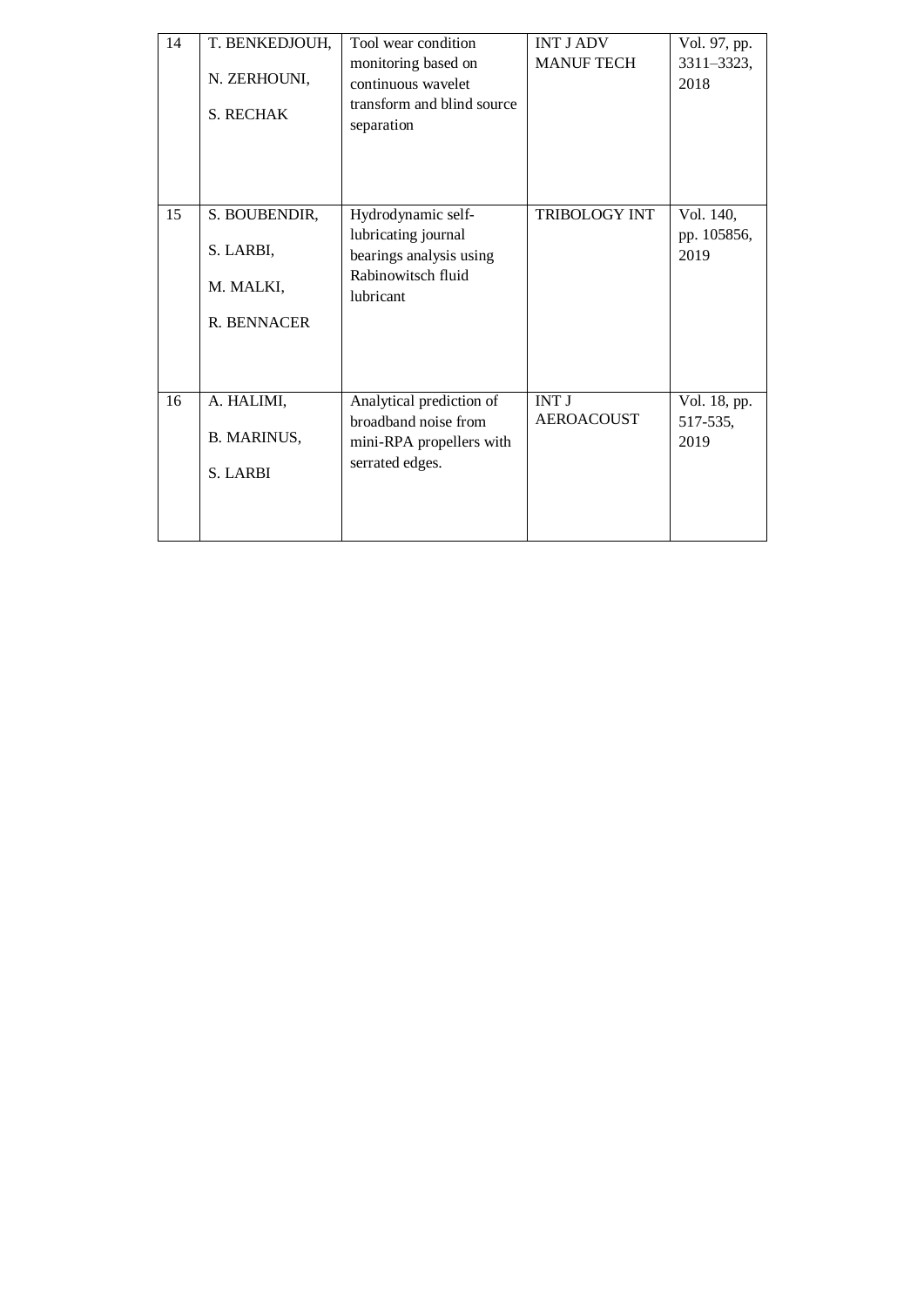| 14 | T. BENKEDJOUH, N. ZERHOUNI, S. RECHAK | Tool wear condition monitoring based on continuous wavelet transform and blind source separation | INT J ADV MANUF TECH | Vol. 97, pp. 3311–3323, 2018 |
|---|---|---|---|---|
| 15 | S. BOUBENDIR, S. LARBI, M. MALKI, R. BENNACER | Hydrodynamic self-lubricating journal bearings analysis using Rabinowitsch fluid lubricant | TRIBOLOGY INT | Vol. 140, pp. 105856, 2019 |
| 16 | A. HALIMI, B. MARINUS, S. LARBI | Analytical prediction of broadband noise from mini-RPA propellers with serrated edges. | INT J AEROACOUST | Vol. 18, pp. 517-535, 2019 |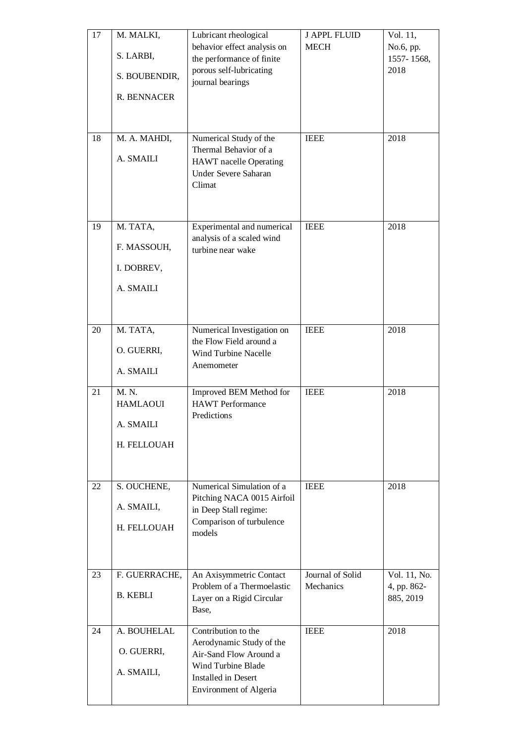| 17 | M. MALKI, S. LARBI, S. BOUBENDIR, R. BENNACER | Lubricant rheological behavior effect analysis on the performance of finite porous self-lubricating journal bearings | J APPL FLUID MECH | Vol. 11, No.6, pp. 1557- 1568, 2018 |
|---|---|---|---|---|
| 18 | M. A. MAHDI, A. SMAILI | Numerical Study of the Thermal Behavior of a HAWT nacelle Operating Under Severe Saharan Climat | IEEE | 2018 |
| 19 | M. TATA, F. MASSOUH, I. DOBREV, A. SMAILI | Experimental and numerical analysis of a scaled wind turbine near wake | IEEE | 2018 |
| 20 | M. TATA, O. GUERRI, A. SMAILI | Numerical Investigation on the Flow Field around a Wind Turbine Nacelle Anemometer | IEEE | 2018 |
| 21 | M. N. HAMLAOUI A. SMAILI H. FELLOUAH | Improved BEM Method for HAWT Performance Predictions | IEEE | 2018 |
| 22 | S. OUCHENE, A. SMAILI, H. FELLOUAH | Numerical Simulation of a Pitching NACA 0015 Airfoil in Deep Stall regime: Comparison of turbulence models | IEEE | 2018 |
| 23 | F. GUERRACHE, B. KEBLI | An Axisymmetric Contact Problem of a Thermoelastic Layer on a Rigid Circular Base, | Journal of Solid Mechanics | Vol. 11, No. 4, pp. 862-885, 2019 |
| 24 | A. BOUHELAL O. GUERRI, A. SMAILI, | Contribution to the Aerodynamic Study of the Air-Sand Flow Around a Wind Turbine Blade Installed in Desert Environment of Algeria | IEEE | 2018 |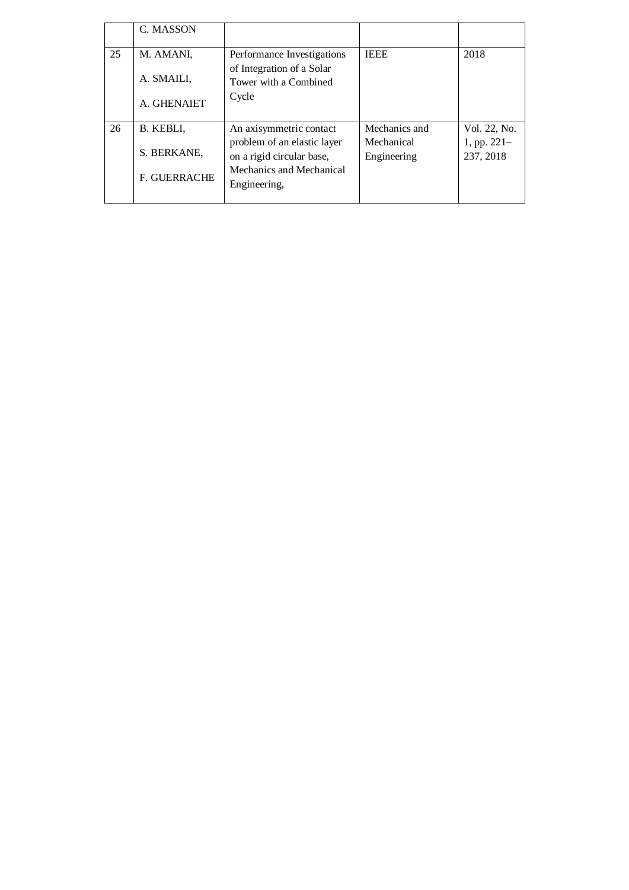| | | | | |
|---|---|---|---|---|
| | C. MASSON | | | |
| 25 | M. AMANI,<br>A. SMAILI,<br>A. GHENAIET | Performance Investigations of Integration of a Solar Tower with a Combined Cycle | IEEE | 2018 |
| 26 | B. KEBLI,<br>S. BERKANE,<br>F. GUERRACHE | An axisymmetric contact problem of an elastic layer on a rigid circular base, Mechanics and Mechanical Engineering, | Mechanics and Mechanical Engineering | Vol. 22, No. 1, pp. 221–237, 2018 |